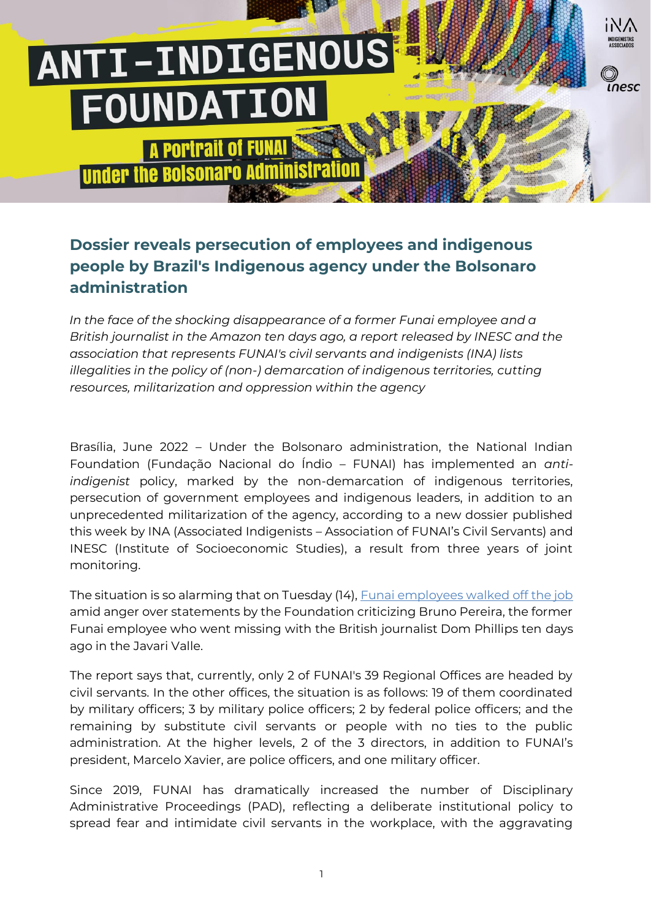# ANTI-INDIGENOUS FOUNDATION

## A Portrait of FUNAI Under the Bolsonaro Administration

INA INDIGENISTAS ASSOCIADOS

inesc

### Dossier reveals persecution of employees and indigenous people by Brazil's Indigenous agency under the Bolsonaro administration

*In the face of the shocking disappearance of a former Funai employee and a British journalist in the Amazon ten days ago, a report released by INESC and the association that represents FUNAI's civil servants and indigenists (INA) lists illegalities in the policy of (non-) demarcation of indigenous territories, cutting resources, militarization and oppression within the agency*

Brasília, June 2022 – Under the Bolsonaro administration, the National Indian Foundation (Fundação Nacional do Índio – FUNAI) has implemented an *anti-indigenist* policy, marked by the non-demarcation of indigenous territories, persecution of government employees and indigenous leaders, in addition to an unprecedented militarization of the agency, according to a new dossier published this week by INA (Associated Indigenists – Association of FUNAI's Civil Servants) and INESC (Institute of Socioeconomic Studies), a result from three years of joint monitoring.

The situation is so alarming that on Tuesday (14), Funai employees walked off the job amid anger over statements by the Foundation criticizing Bruno Pereira, the former Funai employee who went missing with the British journalist Dom Phillips ten days ago in the Javari Valle.

The report says that, currently, only 2 of FUNAI's 39 Regional Offices are headed by civil servants. In the other offices, the situation is as follows: 19 of them coordinated by military officers; 3 by military police officers; 2 by federal police officers; and the remaining by substitute civil servants or people with no ties to the public administration. At the higher levels, 2 of the 3 directors, in addition to FUNAI's president, Marcelo Xavier, are police officers, and one military officer.

Since 2019, FUNAI has dramatically increased the number of Disciplinary Administrative Proceedings (PAD), reflecting a deliberate institutional policy to spread fear and intimidate civil servants in the workplace, with the aggravating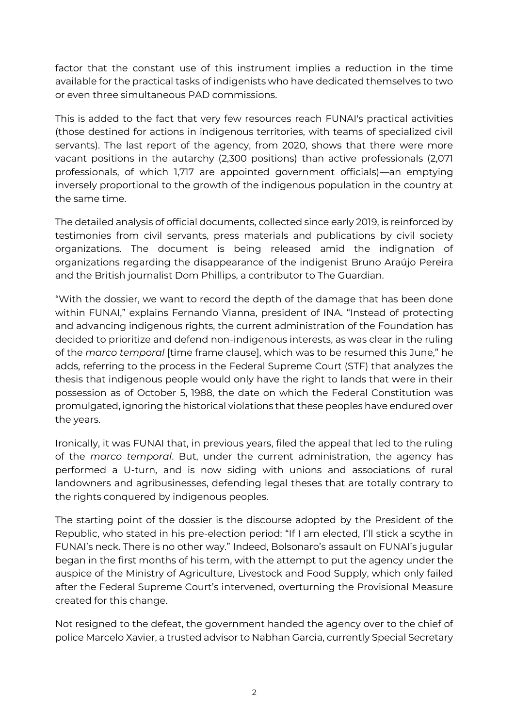factor that the constant use of this instrument implies a reduction in the time available for the practical tasks of indigenists who have dedicated themselves to two or even three simultaneous PAD commissions.

This is added to the fact that very few resources reach FUNAI's practical activities (those destined for actions in indigenous territories, with teams of specialized civil servants). The last report of the agency, from 2020, shows that there were more vacant positions in the autarchy (2,300 positions) than active professionals (2,071 professionals, of which 1,717 are appointed government officials)—an emptying inversely proportional to the growth of the indigenous population in the country at the same time.

The detailed analysis of official documents, collected since early 2019, is reinforced by testimonies from civil servants, press materials and publications by civil society organizations. The document is being released amid the indignation of organizations regarding the disappearance of the indigenist Bruno Araújo Pereira and the British journalist Dom Phillips, a contributor to The Guardian.

"With the dossier, we want to record the depth of the damage that has been done within FUNAI," explains Fernando Vianna, president of INA. "Instead of protecting and advancing indigenous rights, the current administration of the Foundation has decided to prioritize and defend non-indigenous interests, as was clear in the ruling of the *marco temporal* [time frame clause], which was to be resumed this June," he adds, referring to the process in the Federal Supreme Court (STF) that analyzes the thesis that indigenous people would only have the right to lands that were in their possession as of October 5, 1988, the date on which the Federal Constitution was promulgated, ignoring the historical violations that these peoples have endured over the years.

Ironically, it was FUNAI that, in previous years, filed the appeal that led to the ruling of the *marco temporal*. But, under the current administration, the agency has performed a U-turn, and is now siding with unions and associations of rural landowners and agribusinesses, defending legal theses that are totally contrary to the rights conquered by indigenous peoples.

The starting point of the dossier is the discourse adopted by the President of the Republic, who stated in his pre-election period: "If I am elected, I'll stick a scythe in FUNAI's neck. There is no other way." Indeed, Bolsonaro's assault on FUNAI's jugular began in the first months of his term, with the attempt to put the agency under the auspice of the Ministry of Agriculture, Livestock and Food Supply, which only failed after the Federal Supreme Court's intervened, overturning the Provisional Measure created for this change.

Not resigned to the defeat, the government handed the agency over to the chief of police Marcelo Xavier, a trusted advisor to Nabhan Garcia, currently Special Secretary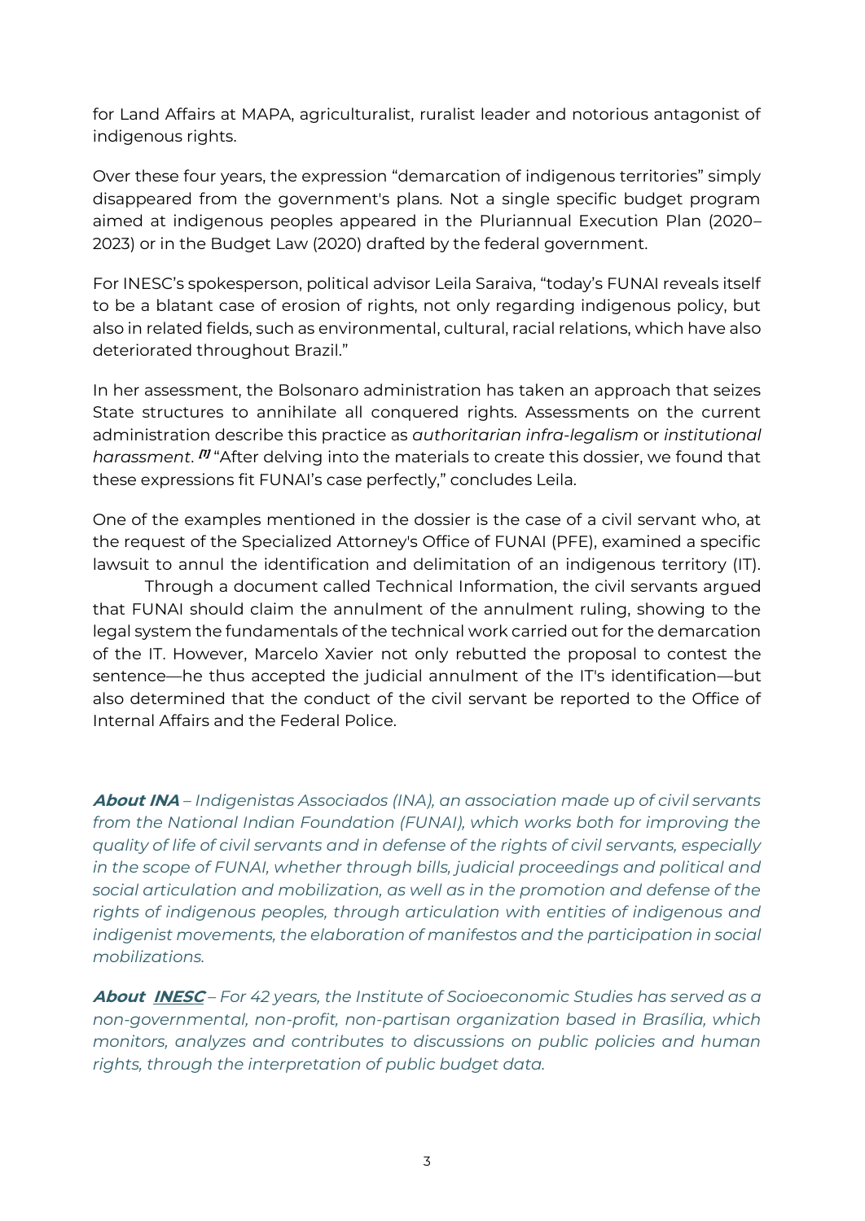for Land Affairs at MAPA, agriculturalist, ruralist leader and notorious antagonist of indigenous rights.

Over these four years, the expression "demarcation of indigenous territories" simply disappeared from the government's plans. Not a single specific budget program aimed at indigenous peoples appeared in the Pluriannual Execution Plan (2020–2023) or in the Budget Law (2020) drafted by the federal government.

For INESC's spokesperson, political advisor Leila Saraiva, "today's FUNAI reveals itself to be a blatant case of erosion of rights, not only regarding indigenous policy, but also in related fields, such as environmental, cultural, racial relations, which have also deteriorated throughout Brazil."

In her assessment, the Bolsonaro administration has taken an approach that seizes State structures to annihilate all conquered rights. Assessments on the current administration describe this practice as *authoritarian infra-legalism* or *institutional harassment*. [1] "After delving into the materials to create this dossier, we found that these expressions fit FUNAI's case perfectly," concludes Leila.

One of the examples mentioned in the dossier is the case of a civil servant who, at the request of the Specialized Attorney's Office of FUNAI (PFE), examined a specific lawsuit to annul the identification and delimitation of an indigenous territory (IT). Through a document called Technical Information, the civil servants argued that FUNAI should claim the annulment of the annulment ruling, showing to the legal system the fundamentals of the technical work carried out for the demarcation of the IT. However, Marcelo Xavier not only rebutted the proposal to contest the sentence—he thus accepted the judicial annulment of the IT's identification—but also determined that the conduct of the civil servant be reported to the Office of Internal Affairs and the Federal Police.

***About INA*** *– Indigenistas Associados (INA), an association made up of civil servants from the National Indian Foundation (FUNAI), which works both for improving the quality of life of civil servants and in defense of the rights of civil servants, especially in the scope of FUNAI, whether through bills, judicial proceedings and political and social articulation and mobilization, as well as in the promotion and defense of the rights of indigenous peoples, through articulation with entities of indigenous and indigenist movements, the elaboration of manifestos and the participation in social mobilizations.*

***About INESC*** *– For 42 years, the Institute of Socioeconomic Studies has served as a non-governmental, non-profit, non-partisan organization based in Brasília, which monitors, analyzes and contributes to discussions on public policies and human rights, through the interpretation of public budget data.*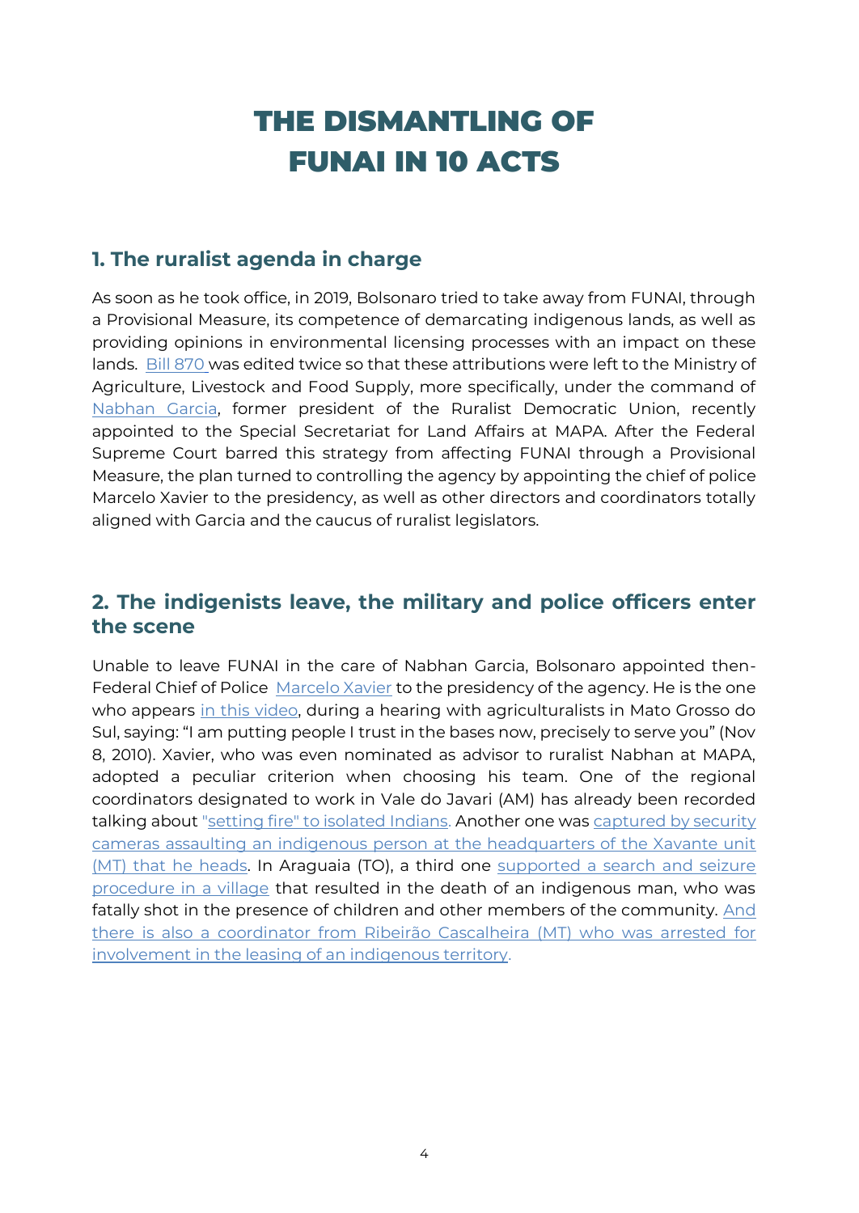# THE DISMANTLING OF FUNAI IN 10 ACTS

## 1. The ruralist agenda in charge

As soon as he took office, in 2019, Bolsonaro tried to take away from FUNAI, through a Provisional Measure, its competence of demarcating indigenous lands, as well as providing opinions in environmental licensing processes with an impact on these lands. Bill 870 was edited twice so that these attributions were left to the Ministry of Agriculture, Livestock and Food Supply, more specifically, under the command of Nabhan Garcia, former president of the Ruralist Democratic Union, recently appointed to the Special Secretariat for Land Affairs at MAPA. After the Federal Supreme Court barred this strategy from affecting FUNAI through a Provisional Measure, the plan turned to controlling the agency by appointing the chief of police Marcelo Xavier to the presidency, as well as other directors and coordinators totally aligned with Garcia and the caucus of ruralist legislators.

## 2. The indigenists leave, the military and police officers enter the scene

Unable to leave FUNAI in the care of Nabhan Garcia, Bolsonaro appointed then-Federal Chief of Police Marcelo Xavier to the presidency of the agency. He is the one who appears in this video, during a hearing with agriculturalists in Mato Grosso do Sul, saying: "I am putting people I trust in the bases now, precisely to serve you" (Nov 8, 2010). Xavier, who was even nominated as advisor to ruralist Nabhan at MAPA, adopted a peculiar criterion when choosing his team. One of the regional coordinators designated to work in Vale do Javari (AM) has already been recorded talking about "setting fire" to isolated Indians. Another one was captured by security cameras assaulting an indigenous person at the headquarters of the Xavante unit (MT) that he heads. In Araguaia (TO), a third one supported a search and seizure procedure in a village that resulted in the death of an indigenous man, who was fatally shot in the presence of children and other members of the community. And there is also a coordinator from Ribeirão Cascalheira (MT) who was arrested for involvement in the leasing of an indigenous territory.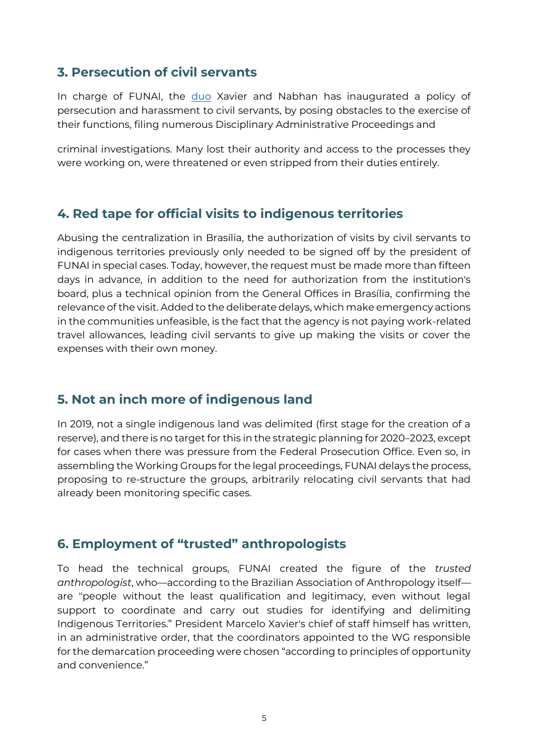## 3. Persecution of civil servants

In charge of FUNAI, the duo Xavier and Nabhan has inaugurated a policy of persecution and harassment to civil servants, by posing obstacles to the exercise of their functions, filing numerous Disciplinary Administrative Proceedings and criminal investigations. Many lost their authority and access to the processes they were working on, were threatened or even stripped from their duties entirely.

## 4. Red tape for official visits to indigenous territories

Abusing the centralization in Brasília, the authorization of visits by civil servants to indigenous territories previously only needed to be signed off by the president of FUNAI in special cases. Today, however, the request must be made more than fifteen days in advance, in addition to the need for authorization from the institution's board, plus a technical opinion from the General Offices in Brasília, confirming the relevance of the visit. Added to the deliberate delays, which make emergency actions in the communities unfeasible, is the fact that the agency is not paying work-related travel allowances, leading civil servants to give up making the visits or cover the expenses with their own money.

## 5. Not an inch more of indigenous land

In 2019, not a single indigenous land was delimited (first stage for the creation of a reserve), and there is no target for this in the strategic planning for 2020–2023, except for cases when there was pressure from the Federal Prosecution Office. Even so, in assembling the Working Groups for the legal proceedings, FUNAI delays the process, proposing to re-structure the groups, arbitrarily relocating civil servants that had already been monitoring specific cases.

## 6. Employment of "trusted" anthropologists

To head the technical groups, FUNAI created the figure of the *trusted anthropologist*, who—according to the Brazilian Association of Anthropology itself—are "people without the least qualification and legitimacy, even without legal support to coordinate and carry out studies for identifying and delimiting Indigenous Territories." President Marcelo Xavier's chief of staff himself has written, in an administrative order, that the coordinators appointed to the WG responsible for the demarcation proceeding were chosen "according to principles of opportunity and convenience."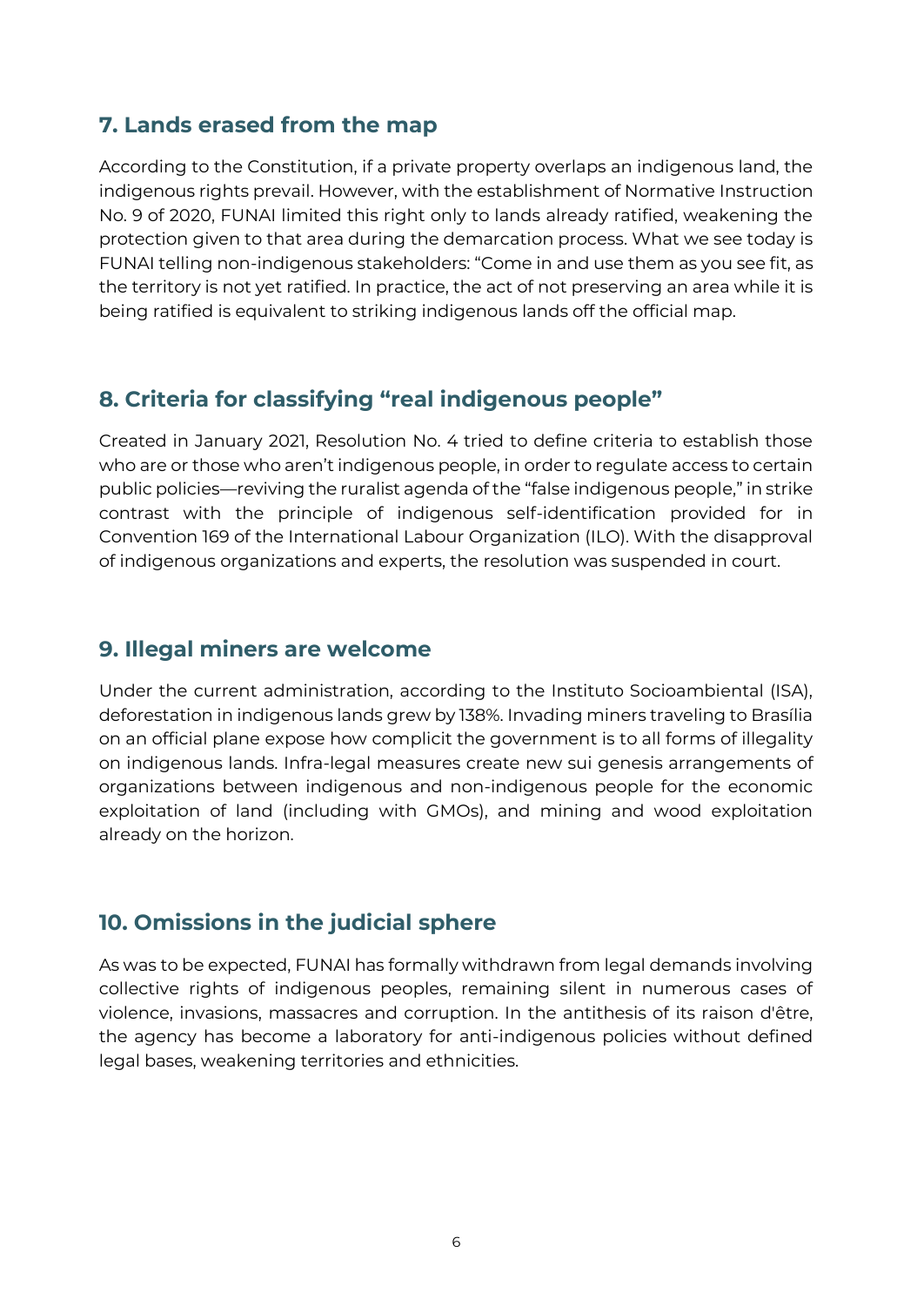## 7. Lands erased from the map

According to the Constitution, if a private property overlaps an indigenous land, the indigenous rights prevail. However, with the establishment of Normative Instruction No. 9 of 2020, FUNAI limited this right only to lands already ratified, weakening the protection given to that area during the demarcation process. What we see today is FUNAI telling non-indigenous stakeholders: "Come in and use them as you see fit, as the territory is not yet ratified. In practice, the act of not preserving an area while it is being ratified is equivalent to striking indigenous lands off the official map.

## 8. Criteria for classifying "real indigenous people"

Created in January 2021, Resolution No. 4 tried to define criteria to establish those who are or those who aren't indigenous people, in order to regulate access to certain public policies—reviving the ruralist agenda of the "false indigenous people," in strike contrast with the principle of indigenous self-identification provided for in Convention 169 of the International Labour Organization (ILO). With the disapproval of indigenous organizations and experts, the resolution was suspended in court.

## 9. Illegal miners are welcome

Under the current administration, according to the Instituto Socioambiental (ISA), deforestation in indigenous lands grew by 138%. Invading miners traveling to Brasília on an official plane expose how complicit the government is to all forms of illegality on indigenous lands. Infra-legal measures create new sui genesis arrangements of organizations between indigenous and non-indigenous people for the economic exploitation of land (including with GMOs), and mining and wood exploitation already on the horizon.

## 10. Omissions in the judicial sphere

As was to be expected, FUNAI has formally withdrawn from legal demands involving collective rights of indigenous peoples, remaining silent in numerous cases of violence, invasions, massacres and corruption. In the antithesis of its raison d'être, the agency has become a laboratory for anti-indigenous policies without defined legal bases, weakening territories and ethnicities.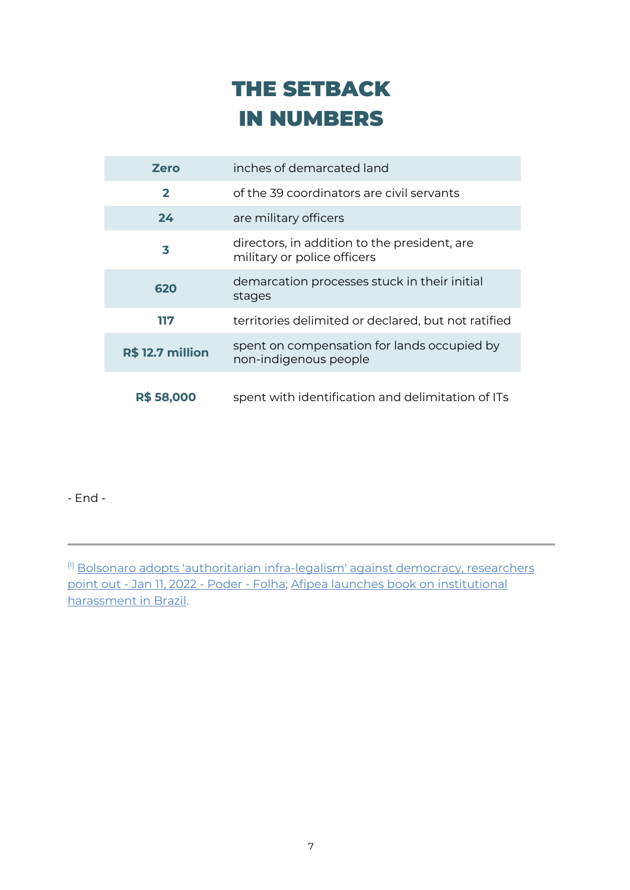# THE SETBACK IN NUMBERS

| | |
|---|---|
| **Zero** | inches of demarcated land |
| **2** | of the 39 coordinators are civil servants |
| **24** | are military officers |
| **3** | directors, in addition to the president, are military or police officers |
| **620** | demarcation processes stuck in their initial stages |
| **117** | territories delimited or declared, but not ratified |
| **R$ 12.7 million** | spent on compensation for lands occupied by non-indigenous people |
| **R$ 58,000** | spent with identification and delimitation of ITs |

- End -

---

[1] Bolsonaro adopts 'authoritarian infra-legalism' against democracy, researchers point out - Jan 11, 2022 - Poder - Folha; Afipea launches book on institutional harassment in Brazil.